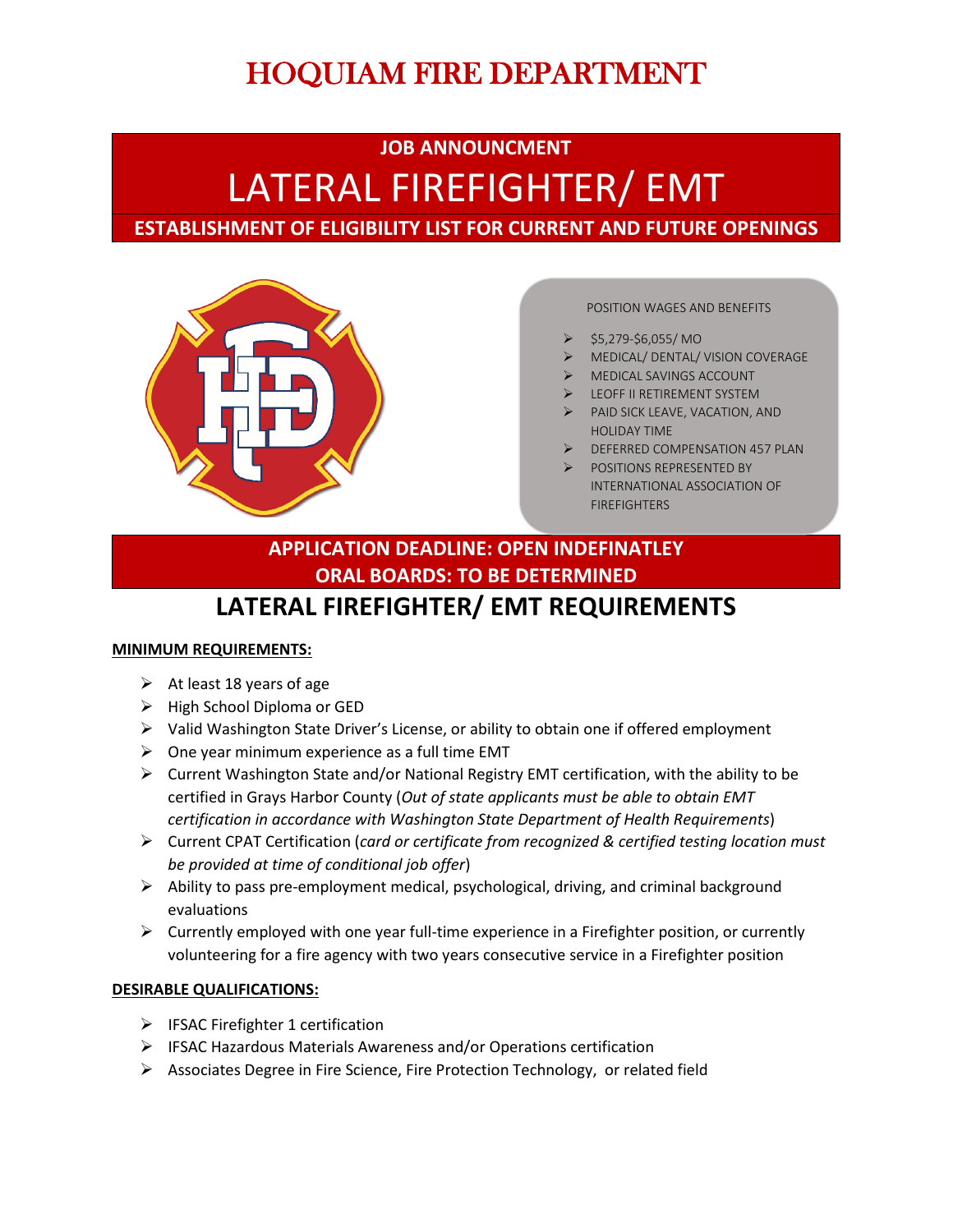# HOQUIAM FIRE DEPARTMENT

**JOB ANNOUNCMENT**

# LATERAL FIREFIGHTER/ EMT

**ESTABLISHMENT OF ELIGIBILITY LIST FOR CURRENT AND FUTURE OPENINGS**

POSITION WAGES AND BENEFITS

- $5,279-$6,055/ MO
- MEDICAL/ DENTAL/ VISION COVERAGE
- MEDICAL SAVINGS ACCOUNT
- LEOFF II RETIREMENT SYSTEM
- PAID SICK LEAVE, VACATION, AND HOLIDAY TIME
- DEFERRED COMPENSATION 457 PLAN
- POSITIONS REPRESENTED BY INTERNATIONAL ASSOCIATION OF FIREFIGHTERS

**APPLICATION DEADLINE: OPEN INDEFINATLEY**
**ORAL BOARDS: TO BE DETERMINED**

## LATERAL FIREFIGHTER/ EMT REQUIREMENTS

**MINIMUM REQUIREMENTS:**

- At least 18 years of age
- High School Diploma or GED
- Valid Washington State Driver's License, or ability to obtain one if offered employment
- One year minimum experience as a full time EMT
- Current Washington State and/or National Registry EMT certification, with the ability to be certified in Grays Harbor County (*Out of state applicants must be able to obtain EMT certification in accordance with Washington State Department of Health Requirements*)
- Current CPAT Certification (*card or certificate from recognized & certified testing location must be provided at time of conditional job offer*)
- Ability to pass pre-employment medical, psychological, driving, and criminal background evaluations
- Currently employed with one year full-time experience in a Firefighter position, or currently volunteering for a fire agency with two years consecutive service in a Firefighter position

**DESIRABLE QUALIFICATIONS:**

- IFSAC Firefighter 1 certification
- IFSAC Hazardous Materials Awareness and/or Operations certification
- Associates Degree in Fire Science, Fire Protection Technology, or related field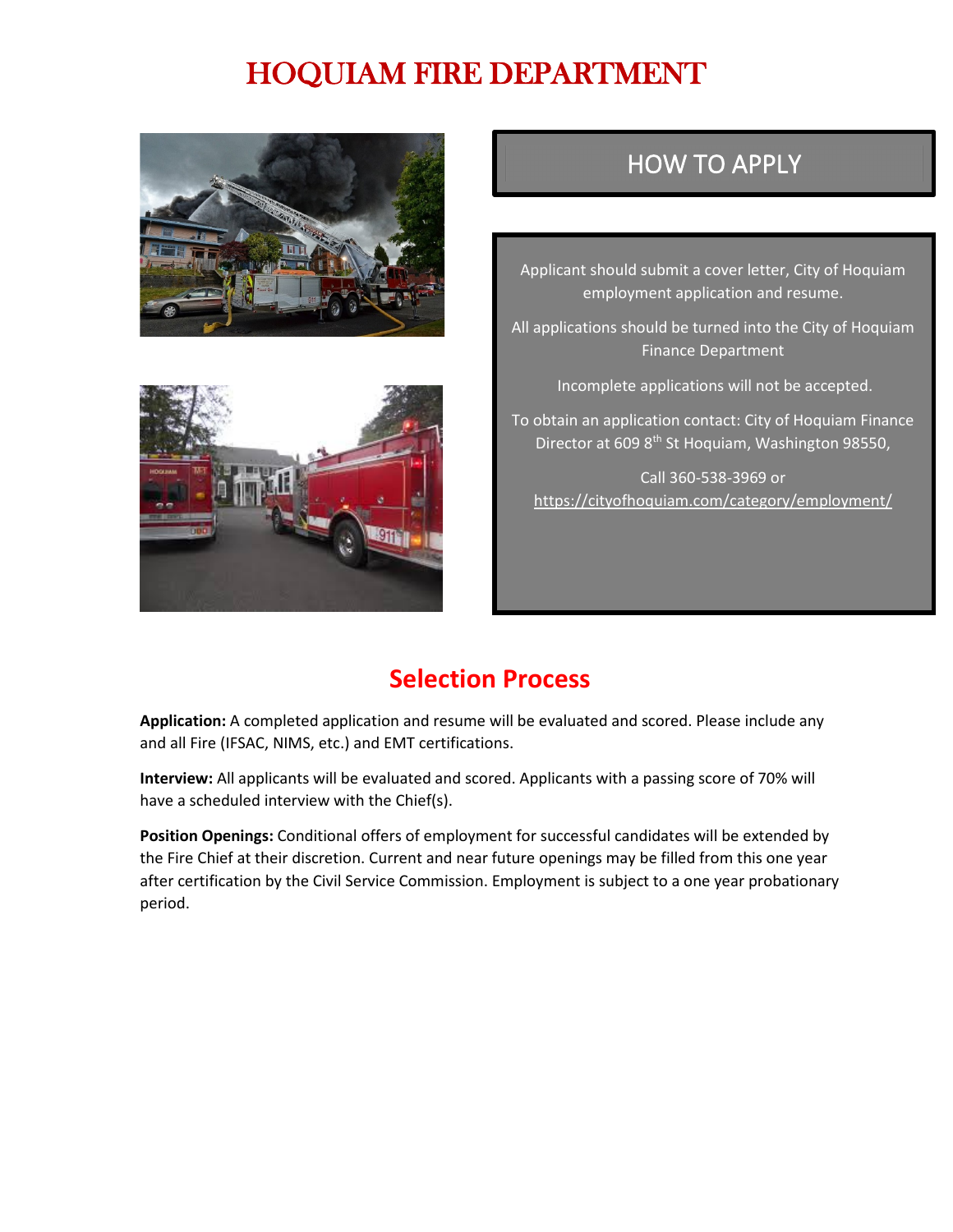# HOQUIAM FIRE DEPARTMENT

## HOW TO APPLY

Applicant should submit a cover letter, City of Hoquiam employment application and resume.

All applications should be turned into the City of Hoquiam Finance Department

Incomplete applications will not be accepted.

To obtain an application contact: City of Hoquiam Finance Director at 609 8th St Hoquiam, Washington 98550,

Call 360-538-3969 or https://cityofhoquiam.com/category/employment/

## Selection Process

**Application:** A completed application and resume will be evaluated and scored. Please include any and all Fire (IFSAC, NIMS, etc.) and EMT certifications.

**Interview:** All applicants will be evaluated and scored. Applicants with a passing score of 70% will have a scheduled interview with the Chief(s).

**Position Openings:** Conditional offers of employment for successful candidates will be extended by the Fire Chief at their discretion. Current and near future openings may be filled from this one year after certification by the Civil Service Commission. Employment is subject to a one year probationary period.